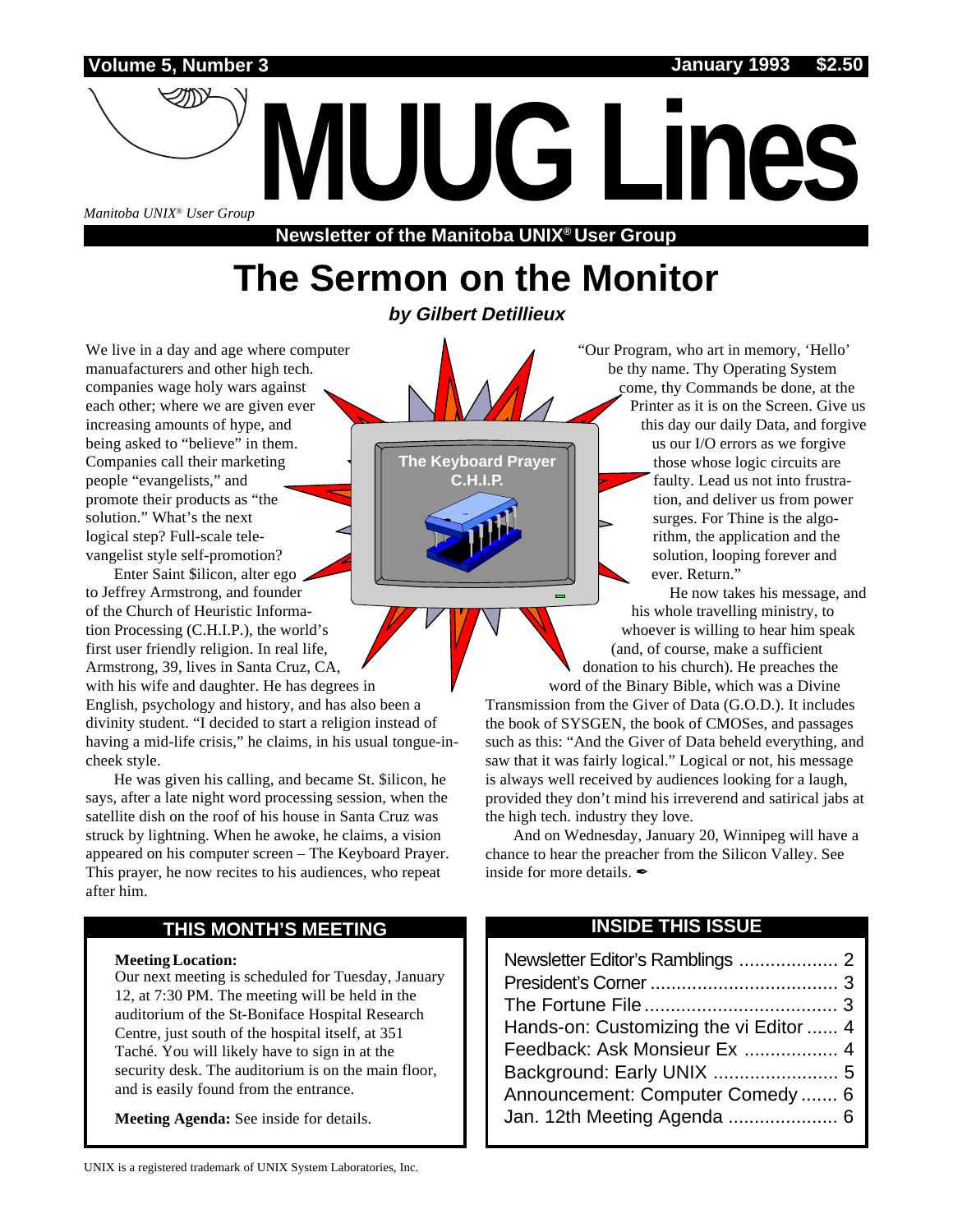Volume 5, Number 3 — January 1993 — $2.50

# MUUG Lines

*Manitoba UNIX® User Group*

**Newsletter of the Manitoba UNIX® User Group**

# The Sermon on the Monitor

***by Gilbert Detillieux***

We live in a day and age where computer manuafacturers and other high tech. companies wage holy wars against each other; where we are given ever increasing amounts of hype, and being asked to "believe" in them. Companies call their marketing people "evangelists," and promote their products as "the solution." What's the next logical step? Full-scale televangelist style self-promotion?

Enter Saint $ilicon, alter ego to Jeffrey Armstrong, and founder of the Church of Heuristic Information Processing (C.H.I.P.), the world's first user friendly religion. In real life, Armstrong, 39, lives in Santa Cruz, CA, with his wife and daughter. He has degrees in English, psychology and history, and has also been a divinity student. "I decided to start a religion instead of having a mid-life crisis," he claims, in his usual tongue-in-cheek style.

He was given his calling, and became St. $ilicon, he says, after a late night word processing session, when the satellite dish on the roof of his house in Santa Cruz was struck by lightning. When he awoke, he claims, a vision appeared on his computer screen – The Keyboard Prayer. This prayer, he now recites to his audiences, who repeat after him.

**The Keyboard Prayer**
**C.H.I.P.**

"Our Program, who art in memory, 'Hello' be thy name. Thy Operating System come, thy Commands be done, at the Printer as it is on the Screen. Give us this day our daily Data, and forgive us our I/O errors as we forgive those whose logic circuits are faulty. Lead us not into frustration, and deliver us from power surges. For Thine is the algorithm, the application and the solution, looping forever and ever. Return."

He now takes his message, and his whole travelling ministry, to whoever is willing to hear him speak (and, of course, make a sufficient donation to his church). He preaches the word of the Binary Bible, which was a Divine Transmission from the Giver of Data (G.O.D.). It includes the book of SYSGEN, the book of CMOSes, and passages such as this: "And the Giver of Data beheld everything, and saw that it was fairly logical." Logical or not, his message is always well received by audiences looking for a laugh, provided they don't mind his irreverend and satirical jabs at the high tech. industry they love.

And on Wednesday, January 20, Winnipeg will have a chance to hear the preacher from the Silicon Valley. See inside for more details. ✒

## THIS MONTH'S MEETING

**Meeting Location:**
Our next meeting is scheduled for Tuesday, January 12, at 7:30 PM. The meeting will be held in the auditorium of the St-Boniface Hospital Research Centre, just south of the hospital itself, at 351 Taché. You will likely have to sign in at the security desk. The auditorium is on the main floor, and is easily found from the entrance.

**Meeting Agenda:** See inside for details.

## INSIDE THIS ISSUE

| | |
|---|---|
| Newsletter Editor's Ramblings | 2 |
| President's Corner | 3 |
| The Fortune File | 3 |
| Hands-on: Customizing the vi Editor | 4 |
| Feedback: Ask Monsieur Ex | 4 |
| Background: Early UNIX | 5 |
| Announcement: Computer Comedy | 6 |
| Jan. 12th Meeting Agenda | 6 |

UNIX is a registered trademark of UNIX System Laboratories, Inc.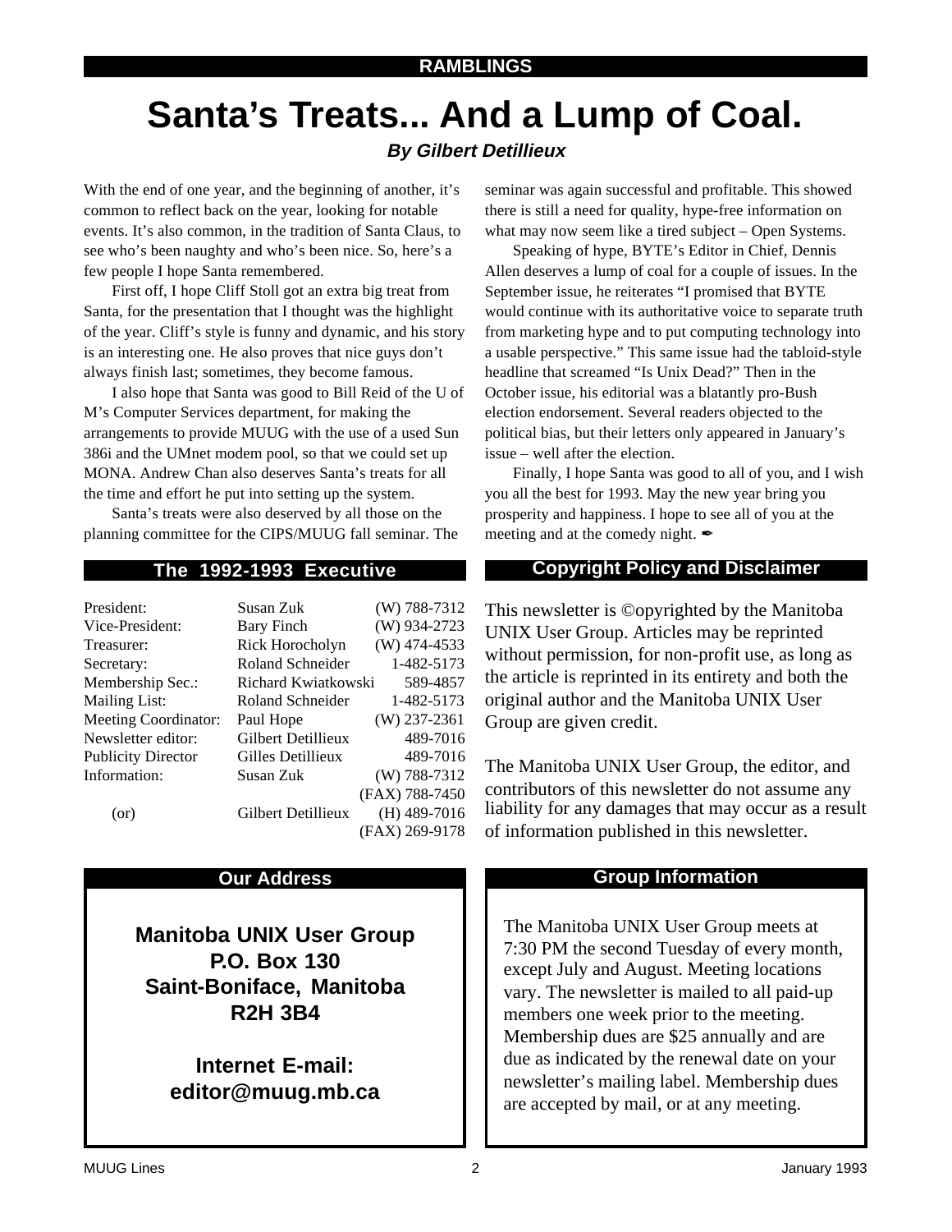## RAMBLINGS

# Santa's Treats... And a Lump of Coal.

***By Gilbert Detillieux***

With the end of one year, and the beginning of another, it's common to reflect back on the year, looking for notable events. It's also common, in the tradition of Santa Claus, to see who's been naughty and who's been nice. So, here's a few people I hope Santa remembered.

First off, I hope Cliff Stoll got an extra big treat from Santa, for the presentation that I thought was the highlight of the year. Cliff's style is funny and dynamic, and his story is an interesting one. He also proves that nice guys don't always finish last; sometimes, they become famous.

I also hope that Santa was good to Bill Reid of the U of M's Computer Services department, for making the arrangements to provide MUUG with the use of a used Sun 386i and the UMnet modem pool, so that we could set up MONA. Andrew Chan also deserves Santa's treats for all the time and effort he put into setting up the system.

Santa's treats were also deserved by all those on the planning committee for the CIPS/MUUG fall seminar. The seminar was again successful and profitable. This showed there is still a need for quality, hype-free information on what may now seem like a tired subject – Open Systems.

Speaking of hype, BYTE's Editor in Chief, Dennis Allen deserves a lump of coal for a couple of issues. In the September issue, he reiterates "I promised that BYTE would continue with its authoritative voice to separate truth from marketing hype and to put computing technology into a usable perspective." This same issue had the tabloid-style headline that screamed "Is Unix Dead?" Then in the October issue, his editorial was a blatantly pro-Bush election endorsement. Several readers objected to the political bias, but their letters only appeared in January's issue – well after the election.

Finally, I hope Santa was good to all of you, and I wish you all the best for 1993. May the new year bring you prosperity and happiness. I hope to see all of you at the meeting and at the comedy night. ✒

## The 1992-1993 Executive

| | | |
|---|---|---|
| President: | Susan Zuk | (W) 788-7312 |
| Vice-President: | Bary Finch | (W) 934-2723 |
| Treasurer: | Rick Horocholyn | (W) 474-4533 |
| Secretary: | Roland Schneider | 1-482-5173 |
| Membership Sec.: | Richard Kwiatkowski | 589-4857 |
| Mailing List: | Roland Schneider | 1-482-5173 |
| Meeting Coordinator: | Paul Hope | (W) 237-2361 |
| Newsletter editor: | Gilbert Detillieux | 489-7016 |
| Publicity Director | Gilles Detillieux | 489-7016 |
| Information: | Susan Zuk | (W) 788-7312 |
| | | (FAX) 788-7450 |
| (or) | Gilbert Detillieux | (H) 489-7016 |
| | | (FAX) 269-9178 |

## Copyright Policy and Disclaimer

This newsletter is ©opyrighted by the Manitoba UNIX User Group. Articles may be reprinted without permission, for non-profit use, as long as the article is reprinted in its entirety and both the original author and the Manitoba UNIX User Group are given credit.

The Manitoba UNIX User Group, the editor, and contributors of this newsletter do not assume any liability for any damages that may occur as a result of information published in this newsletter.

## Our Address

**Manitoba UNIX User Group**
**P.O. Box 130**
**Saint-Boniface, Manitoba**
**R2H 3B4**

**Internet E-mail:**
**editor@muug.mb.ca**

## Group Information

The Manitoba UNIX User Group meets at 7:30 PM the second Tuesday of every month, except July and August. Meeting locations vary. The newsletter is mailed to all paid-up members one week prior to the meeting. Membership dues are $25 annually and are due as indicated by the renewal date on your newsletter's mailing label. Membership dues are accepted by mail, or at any meeting.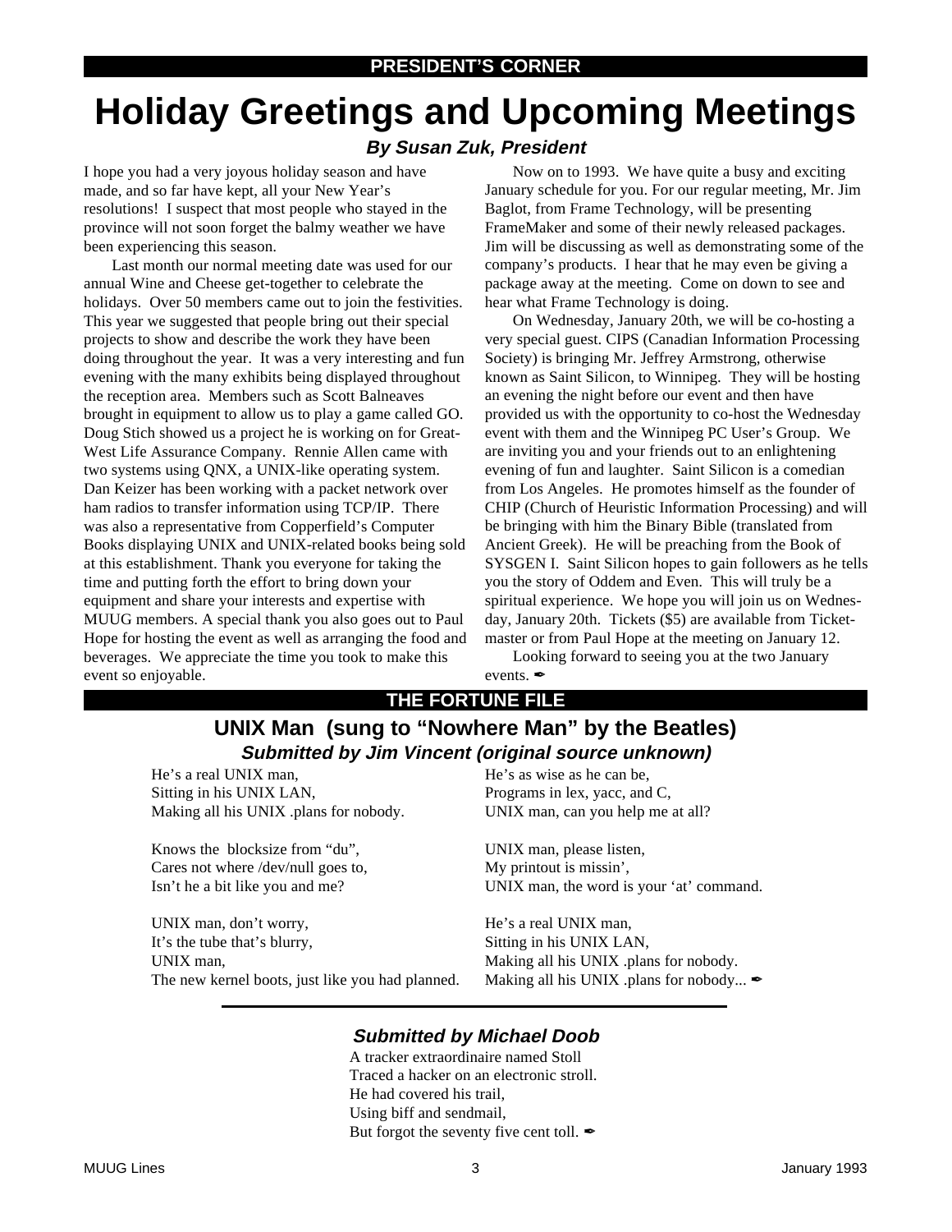PRESIDENT'S CORNER

# Holiday Greetings and Upcoming Meetings

***By Susan Zuk, President***

I hope you had a very joyous holiday season and have made, and so far have kept, all your New Year's resolutions! I suspect that most people who stayed in the province will not soon forget the balmy weather we have been experiencing this season.

Last month our normal meeting date was used for our annual Wine and Cheese get-together to celebrate the holidays. Over 50 members came out to join the festivities. This year we suggested that people bring out their special projects to show and describe the work they have been doing throughout the year. It was a very interesting and fun evening with the many exhibits being displayed throughout the reception area. Members such as Scott Balneaves brought in equipment to allow us to play a game called GO. Doug Stich showed us a project he is working on for Great-West Life Assurance Company. Rennie Allen came with two systems using QNX, a UNIX-like operating system. Dan Keizer has been working with a packet network over ham radios to transfer information using TCP/IP. There was also a representative from Copperfield's Computer Books displaying UNIX and UNIX-related books being sold at this establishment. Thank you everyone for taking the time and putting forth the effort to bring down your equipment and share your interests and expertise with MUUG members. A special thank you also goes out to Paul Hope for hosting the event as well as arranging the food and beverages. We appreciate the time you took to make this event so enjoyable.

Now on to 1993. We have quite a busy and exciting January schedule for you. For our regular meeting, Mr. Jim Baglot, from Frame Technology, will be presenting FrameMaker and some of their newly released packages. Jim will be discussing as well as demonstrating some of the company's products. I hear that he may even be giving a package away at the meeting. Come on down to see and hear what Frame Technology is doing.

On Wednesday, January 20th, we will be co-hosting a very special guest. CIPS (Canadian Information Processing Society) is bringing Mr. Jeffrey Armstrong, otherwise known as Saint Silicon, to Winnipeg. They will be hosting an evening the night before our event and then have provided us with the opportunity to co-host the Wednesday event with them and the Winnipeg PC User's Group. We are inviting you and your friends out to an enlightening evening of fun and laughter. Saint Silicon is a comedian from Los Angeles. He promotes himself as the founder of CHIP (Church of Heuristic Information Processing) and will be bringing with him the Binary Bible (translated from Ancient Greek). He will be preaching from the Book of SYSGEN I. Saint Silicon hopes to gain followers as he tells you the story of Oddem and Even. This will truly be a spiritual experience. We hope you will join us on Wednesday, January 20th. Tickets ($5) are available from Ticketmaster or from Paul Hope at the meeting on January 12.

Looking forward to seeing you at the two January events. ✒

THE FORTUNE FILE

## UNIX Man (sung to "Nowhere Man" by the Beatles)

***Submitted by Jim Vincent (original source unknown)***

He's a real UNIX man,
Sitting in his UNIX LAN,
Making all his UNIX .plans for nobody.

Knows the blocksize from "du",
Cares not where /dev/null goes to,
Isn't he a bit like you and me?

UNIX man, don't worry,
It's the tube that's blurry,
UNIX man,
The new kernel boots, just like you had planned.

He's as wise as he can be,
Programs in lex, yacc, and C,
UNIX man, can you help me at all?

UNIX man, please listen,
My printout is missin',
UNIX man, the word is your 'at' command.

He's a real UNIX man,
Sitting in his UNIX LAN,
Making all his UNIX .plans for nobody.
Making all his UNIX .plans for nobody... ✒

---

***Submitted by Michael Doob***

A tracker extraordinaire named Stoll
Traced a hacker on an electronic stroll.
He had covered his trail,
Using biff and sendmail,
But forgot the seventy five cent toll. ✒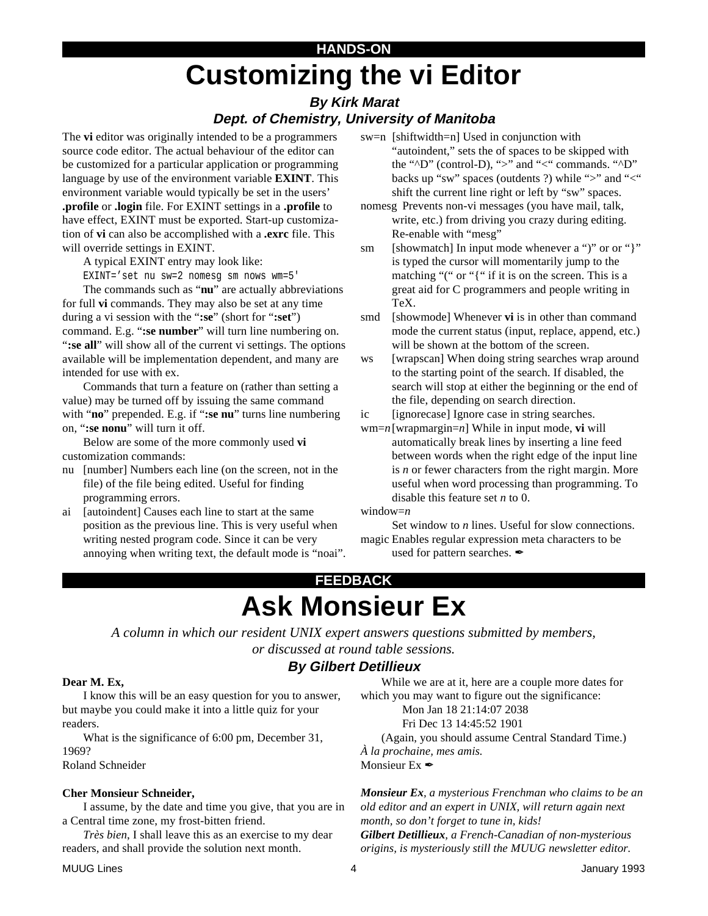HANDS-ON

# Customizing the vi Editor

### *By Kirk Marat*
### *Dept. of Chemistry, University of Manitoba*

The **vi** editor was originally intended to be a programmers source code editor. The actual behaviour of the editor can be customized for a particular application or programming language by use of the environment variable **EXINT**. This environment variable would typically be set in the users' **.profile** or **.login** file. For EXINT settings in a **.profile** to have effect, EXINT must be exported. Start-up customization of **vi** can also be accomplished with a **.exrc** file. This will override settings in EXINT.

A typical EXINT entry may look like:

```
EXINT='set nu sw=2 nomesg sm nows wm=5'
```

The commands such as "**nu**" are actually abbreviations for full **vi** commands. They may also be set at any time during a vi session with the "**:se**" (short for "**:set**") command. E.g. "**:se number**" will turn line numbering on. "**:se all**" will show all of the current vi settings. The options available will be implementation dependent, and many are intended for use with ex.

Commands that turn a feature on (rather than setting a value) may be turned off by issuing the same command with "**no**" prepended. E.g. if "**:se nu**" turns line numbering on, "**:se nonu**" will turn it off.

Below are some of the more commonly used **vi** customization commands:

- nu [number] Numbers each line (on the screen, not in the file) of the file being edited. Useful for finding programming errors.
- ai [autoindent] Causes each line to start at the same position as the previous line. This is very useful when writing nested program code. Since it can be very annoying when writing text, the default mode is "noai".
- sw=n [shiftwidth=n] Used in conjunction with "autoindent," sets the of spaces to be skipped with the "^D" (control-D), ">" and "<" commands. "^D" backs up "sw" spaces (outdents ?) while ">" and "<" shift the current line right or left by "sw" spaces.
- nomesg Prevents non-vi messages (you have mail, talk, write, etc.) from driving you crazy during editing. Re-enable with "mesg"
- sm [showmatch] In input mode whenever a ")" or or "}" is typed the cursor will momentarily jump to the matching "(" or "{" if it is on the screen. This is a great aid for C programmers and people writing in TeX.
- smd [showmode] Whenever **vi** is in other than command mode the current status (input, replace, append, etc.) will be shown at the bottom of the screen.
- ws [wrapscan] When doing string searches wrap around to the starting point of the search. If disabled, the search will stop at either the beginning or the end of the file, depending on search direction.
- ic [ignorecase] Ignore case in string searches.
- wm=*n* [wrapmargin=*n*] While in input mode, **vi** will automatically break lines by inserting a line feed between words when the right edge of the input line is *n* or fewer characters from the right margin. More useful when word processing than programming. To disable this feature set *n* to 0.
- window=*n* Set window to *n* lines. Useful for slow connections.
- magic Enables regular expression meta characters to be used for pattern searches. ✒

FEEDBACK

# Ask Monsieur Ex

*A column in which our resident UNIX expert answers questions submitted by members, or discussed at round table sessions.*

### *By Gilbert Detillieux*

**Dear M. Ex,**

I know this will be an easy question for you to answer, but maybe you could make it into a little quiz for your readers.

What is the significance of 6:00 pm, December 31, 1969?

Roland Schneider

**Cher Monsieur Schneider,**

I assume, by the date and time you give, that you are in a Central time zone, my frost-bitten friend.

*Très bien*, I shall leave this as an exercise to my dear readers, and shall provide the solution next month.

While we are at it, here are a couple more dates for which you may want to figure out the significance:

Mon Jan 18 21:14:07 2038
Fri Dec 13 14:45:52 1901

(Again, you should assume Central Standard Time.)

*À la prochaine, mes amis.*

Monsieur Ex ✒

***Monsieur Ex**, a mysterious Frenchman who claims to be an old editor and an expert in UNIX, will return again next month, so don't forget to tune in, kids!*

***Gilbert Detillieux**, a French-Canadian of non-mysterious origins, is mysteriously still the MUUG newsletter editor.*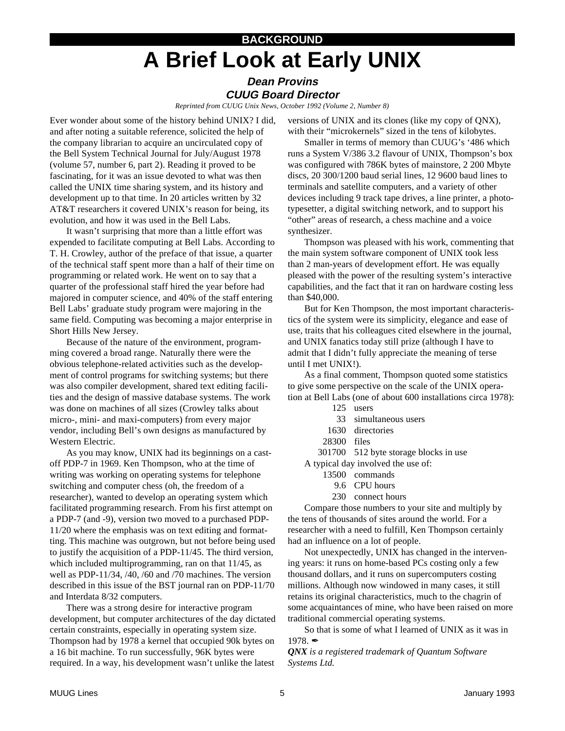**BACKGROUND**

# A Brief Look at Early UNIX

***Dean Provins***
***CUUG Board Director***

*Reprinted from CUUG Unix News, October 1992 (Volume 2, Number 8)*

Ever wonder about some of the history behind UNIX? I did, and after noting a suitable reference, solicited the help of the company librarian to acquire an uncirculated copy of the Bell System Technical Journal for July/August 1978 (volume 57, number 6, part 2). Reading it proved to be fascinating, for it was an issue devoted to what was then called the UNIX time sharing system, and its history and development up to that time. In 20 articles written by 32 AT&T researchers it covered UNIX's reason for being, its evolution, and how it was used in the Bell Labs.

It wasn't surprising that more than a little effort was expended to facilitate computing at Bell Labs. According to T. H. Crowley, author of the preface of that issue, a quarter of the technical staff spent more than a half of their time on programming or related work. He went on to say that a quarter of the professional staff hired the year before had majored in computer science, and 40% of the staff entering Bell Labs' graduate study program were majoring in the same field. Computing was becoming a major enterprise in Short Hills New Jersey.

Because of the nature of the environment, programming covered a broad range. Naturally there were the obvious telephone-related activities such as the development of control programs for switching systems; but there was also compiler development, shared text editing facilities and the design of massive database systems. The work was done on machines of all sizes (Crowley talks about micro-, mini- and maxi-computers) from every major vendor, including Bell's own designs as manufactured by Western Electric.

As you may know, UNIX had its beginnings on a cast-off PDP-7 in 1969. Ken Thompson, who at the time of writing was working on operating systems for telephone switching and computer chess (oh, the freedom of a researcher), wanted to develop an operating system which facilitated programming research. From his first attempt on a PDP-7 (and -9), version two moved to a purchased PDP-11/20 where the emphasis was on text editing and formatting. This machine was outgrown, but not before being used to justify the acquisition of a PDP-11/45. The third version, which included multiprogramming, ran on that 11/45, as well as PDP-11/34, /40, /60 and /70 machines. The version described in this issue of the BST journal ran on PDP-11/70 and Interdata 8/32 computers.

There was a strong desire for interactive program development, but computer architectures of the day dictated certain constraints, especially in operating system size. Thompson had by 1978 a kernel that occupied 90k bytes on a 16 bit machine. To run successfully, 96K bytes were required. In a way, his development wasn't unlike the latest versions of UNIX and its clones (like my copy of QNX), with their "microkernels" sized in the tens of kilobytes.

Smaller in terms of memory than CUUG's '486 which runs a System V/386 3.2 flavour of UNIX, Thompson's box was configured with 786K bytes of mainstore, 2 200 Mbyte discs, 20 300/1200 baud serial lines, 12 9600 baud lines to terminals and satellite computers, and a variety of other devices including 9 track tape drives, a line printer, a phototypesetter, a digital switching network, and to support his "other" areas of research, a chess machine and a voice synthesizer.

Thompson was pleased with his work, commenting that the main system software component of UNIX took less than 2 man-years of development effort. He was equally pleased with the power of the resulting system's interactive capabilities, and the fact that it ran on hardware costing less than $40,000.

But for Ken Thompson, the most important characteristics of the system were its simplicity, elegance and ease of use, traits that his colleagues cited elsewhere in the journal, and UNIX fanatics today still prize (although I have to admit that I didn't fully appreciate the meaning of terse until I met UNIX!).

As a final comment, Thompson quoted some statistics to give some perspective on the scale of the UNIX operation at Bell Labs (one of about 600 installations circa 1978):

| | |
|---|---|
| 125 | users |
| 33 | simultaneous users |
| 1630 | directories |
| 28300 | files |
| 301700 | 512 byte storage blocks in use |

A typical day involved the use of:

| | |
|---|---|
| 13500 | commands |
| 9.6 | CPU hours |
| 230 | connect hours |

Compare those numbers to your site and multiply by the tens of thousands of sites around the world. For a researcher with a need to fulfill, Ken Thompson certainly had an influence on a lot of people.

Not unexpectedly, UNIX has changed in the intervening years: it runs on home-based PCs costing only a few thousand dollars, and it runs on supercomputers costing millions. Although now windowed in many cases, it still retains its original characteristics, much to the chagrin of some acquaintances of mine, who have been raised on more traditional commercial operating systems.

So that is some of what I learned of UNIX as it was in 1978. ✒

***QNX** is a registered trademark of Quantum Software Systems Ltd.*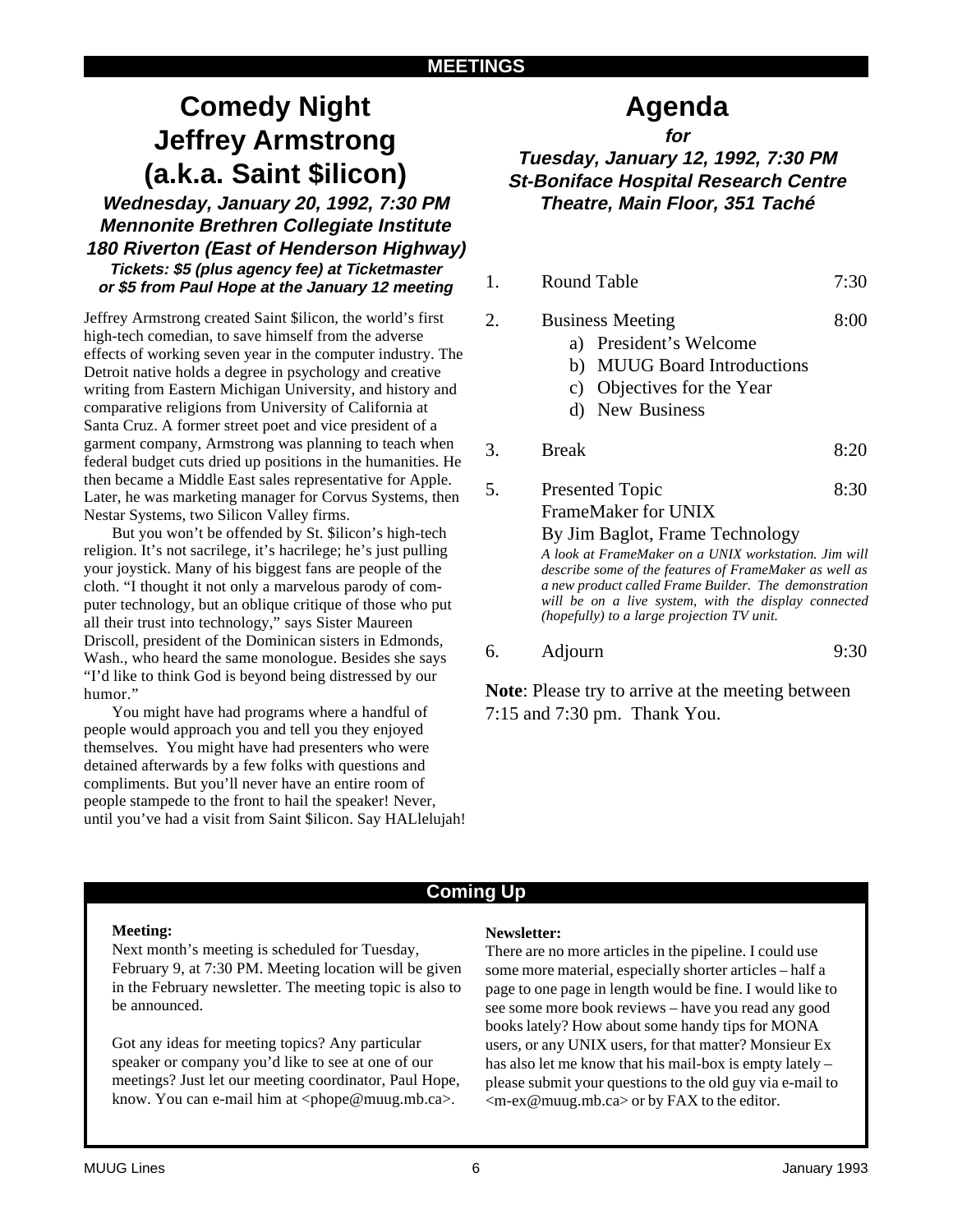## MEETINGS

# Comedy Night
# Jeffrey Armstrong
# (a.k.a. Saint $ilicon)

***Wednesday, January 20, 1992, 7:30 PM***
***Mennonite Brethren Collegiate Institute***
***180 Riverton (East of Henderson Highway)***
***Tickets: $5 (plus agency fee) at Ticketmaster or $5 from Paul Hope at the January 12 meeting***

Jeffrey Armstrong created Saint $ilicon, the world's first high-tech comedian, to save himself from the adverse effects of working seven year in the computer industry. The Detroit native holds a degree in psychology and creative writing from Eastern Michigan University, and history and comparative religions from University of California at Santa Cruz. A former street poet and vice president of a garment company, Armstrong was planning to teach when federal budget cuts dried up positions in the humanities. He then became a Middle East sales representative for Apple. Later, he was marketing manager for Corvus Systems, then Nestar Systems, two Silicon Valley firms.

But you won't be offended by St. $ilicon's high-tech religion. It's not sacrilege, it's hacrilege; he's just pulling your joystick. Many of his biggest fans are people of the cloth. "I thought it not only a marvelous parody of computer technology, but an oblique critique of those who put all their trust into technology," says Sister Maureen Driscoll, president of the Dominican sisters in Edmonds, Wash., who heard the same monologue. Besides she says "I'd like to think God is beyond being distressed by our humor."

You might have had programs where a handful of people would approach you and tell you they enjoyed themselves. You might have had presenters who were detained afterwards by a few folks with questions and compliments. But you'll never have an entire room of people stampede to the front to hail the speaker! Never, until you've had a visit from Saint $ilicon. Say HALlelujah!

# Agenda

***for***
***Tuesday, January 12, 1992, 7:30 PM***
***St-Boniface Hospital Research Centre***
***Theatre, Main Floor, 351 Taché***

| | | |
|---|---|---|
| 1. | Round Table | 7:30 |
| 2. | Business Meeting<br>a) President's Welcome<br>b) MUUG Board Introductions<br>c) Objectives for the Year<br>d) New Business | 8:00 |
| 3. | Break | 8:20 |
| 5. | Presented Topic<br>FrameMaker for UNIX<br>By Jim Baglot, Frame Technology<br>*A look at FrameMaker on a UNIX workstation. Jim will describe some of the features of FrameMaker as well as a new product called Frame Builder. The demonstration will be on a live system, with the display connected (hopefully) to a large projection TV unit.* | 8:30 |
| 6. | Adjourn | 9:30 |

**Note**: Please try to arrive at the meeting between 7:15 and 7:30 pm. Thank You.

## Coming Up

**Meeting:**
Next month's meeting is scheduled for Tuesday, February 9, at 7:30 PM. Meeting location will be given in the February newsletter. The meeting topic is also to be announced.

Got any ideas for meeting topics? Any particular speaker or company you'd like to see at one of our meetings? Just let our meeting coordinator, Paul Hope, know. You can e-mail him at <phope@muug.mb.ca>.

**Newsletter:**
There are no more articles in the pipeline. I could use some more material, especially shorter articles – half a page to one page in length would be fine. I would like to see some more book reviews – have you read any good books lately? How about some handy tips for MONA users, or any UNIX users, for that matter? Monsieur Ex has also let me know that his mail-box is empty lately – please submit your questions to the old guy via e-mail to <m-ex@muug.mb.ca> or by FAX to the editor.